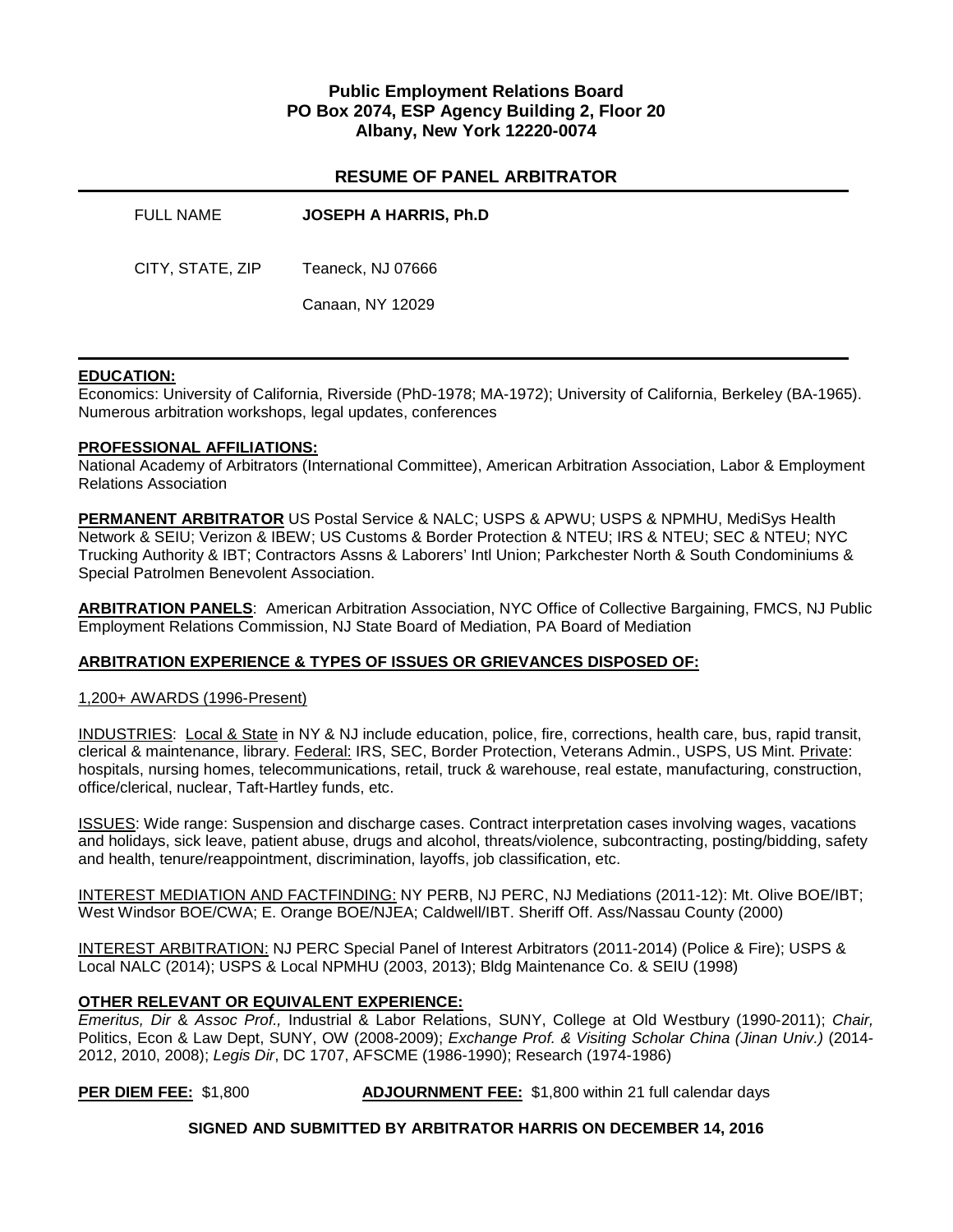**Public Employment Relations Board**
**PO Box 2074, ESP Agency Building 2, Floor 20**
**Albany, New York 12220-0074**

## RESUME OF PANEL ARBITRATOR

FULL NAME **JOSEPH A HARRIS, Ph.D**

CITY, STATE, ZIP Teaneck, NJ 07666

Canaan, NY 12029

---

**EDUCATION:**
Economics: University of California, Riverside (PhD-1978; MA-1972); University of California, Berkeley (BA-1965). Numerous arbitration workshops, legal updates, conferences

**PROFESSIONAL AFFILIATIONS:**
National Academy of Arbitrators (International Committee), American Arbitration Association, Labor & Employment Relations Association

**PERMANENT ARBITRATOR** US Postal Service & NALC; USPS & APWU; USPS & NPMHU, MediSys Health Network & SEIU; Verizon & IBEW; US Customs & Border Protection & NTEU; IRS & NTEU; SEC & NTEU; NYC Trucking Authority & IBT; Contractors Assns & Laborers' Intl Union; Parkchester North & South Condominiums & Special Patrolmen Benevolent Association.

**ARBITRATION PANELS**: American Arbitration Association, NYC Office of Collective Bargaining, FMCS, NJ Public Employment Relations Commission, NJ State Board of Mediation, PA Board of Mediation

**ARBITRATION EXPERIENCE & TYPES OF ISSUES OR GRIEVANCES DISPOSED OF:**

1,200+ AWARDS (1996-Present)

INDUSTRIES: Local & State in NY & NJ include education, police, fire, corrections, health care, bus, rapid transit, clerical & maintenance, library. Federal: IRS, SEC, Border Protection, Veterans Admin., USPS, US Mint. Private: hospitals, nursing homes, telecommunications, retail, truck & warehouse, real estate, manufacturing, construction, office/clerical, nuclear, Taft-Hartley funds, etc.

ISSUES: Wide range: Suspension and discharge cases. Contract interpretation cases involving wages, vacations and holidays, sick leave, patient abuse, drugs and alcohol, threats/violence, subcontracting, posting/bidding, safety and health, tenure/reappointment, discrimination, layoffs, job classification, etc.

INTEREST MEDIATION AND FACTFINDING: NY PERB, NJ PERC, NJ Mediations (2011-12): Mt. Olive BOE/IBT; West Windsor BOE/CWA; E. Orange BOE/NJEA; Caldwell/IBT. Sheriff Off. Ass/Nassau County (2000)

INTEREST ARBITRATION: NJ PERC Special Panel of Interest Arbitrators (2011-2014) (Police & Fire); USPS & Local NALC (2014); USPS & Local NPMHU (2003, 2013); Bldg Maintenance Co. & SEIU (1998)

**OTHER RELEVANT OR EQUIVALENT EXPERIENCE:**
*Emeritus, Dir & Assoc Prof.,* Industrial & Labor Relations, SUNY, College at Old Westbury (1990-2011); *Chair,* Politics, Econ & Law Dept, SUNY, OW (2008-2009); *Exchange Prof. & Visiting Scholar China (Jinan Univ.)* (2014-2012, 2010, 2008); *Legis Dir*, DC 1707, AFSCME (1986-1990); Research (1974-1986)

**PER DIEM FEE:** $1,800 **ADJOURNMENT FEE:** $1,800 within 21 full calendar days

**SIGNED AND SUBMITTED BY ARBITRATOR HARRIS ON DECEMBER 14, 2016**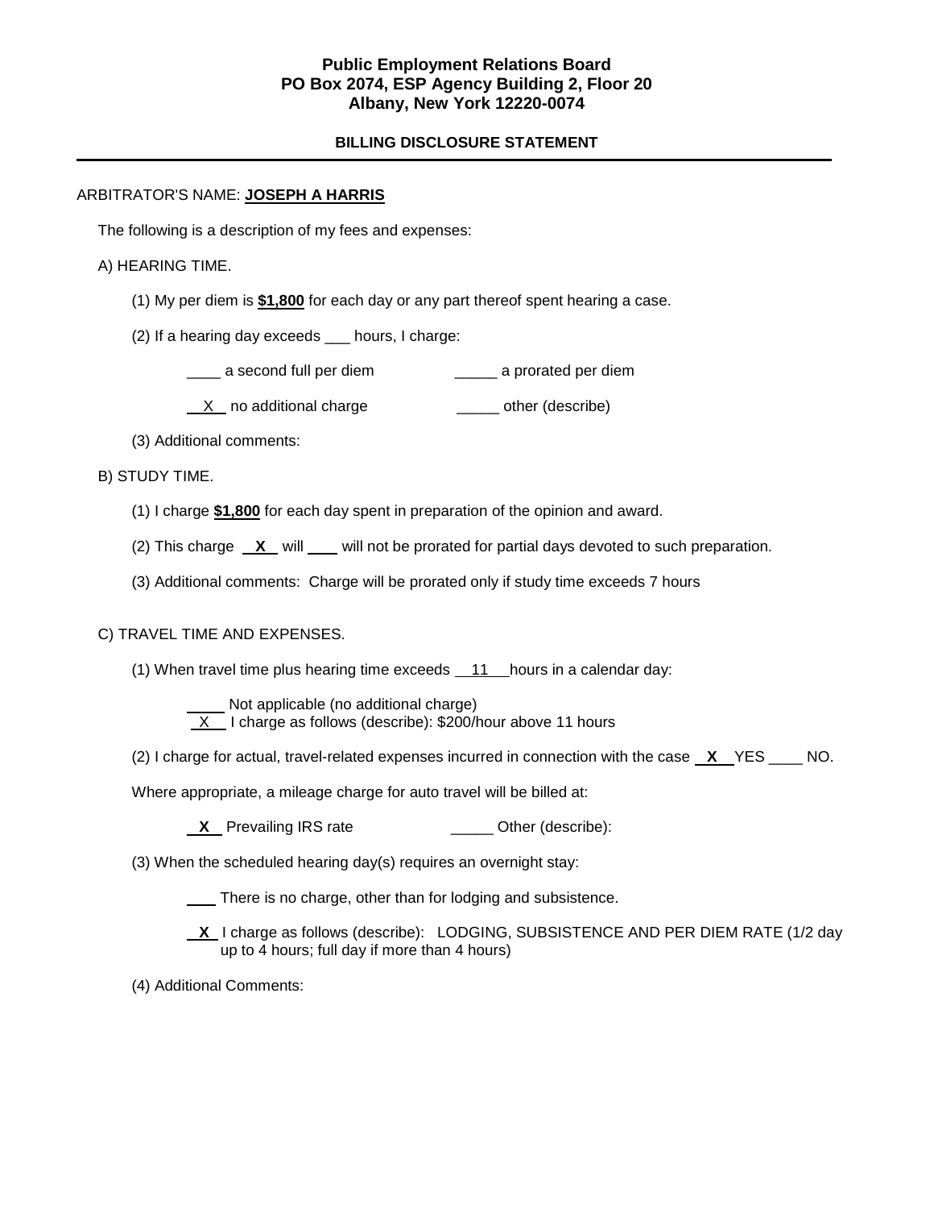**Public Employment Relations Board**
**PO Box 2074, ESP Agency Building 2, Floor 20**
**Albany, New York 12220-0074**

**BILLING DISCLOSURE STATEMENT**

---

ARBITRATOR'S NAME: **JOSEPH A HARRIS**

The following is a description of my fees and expenses:

A) HEARING TIME.

(1) My per diem is **$1,800** for each day or any part thereof spent hearing a case.

(2) If a hearing day exceeds ___ hours, I charge:

____ a second full per diem ______ a prorated per diem

__X__ no additional charge ______ other (describe)

(3) Additional comments:

B) STUDY TIME.

(1) I charge **$1,800** for each day spent in preparation of the opinion and award.

(2) This charge **__X__** will ____ will not be prorated for partial days devoted to such preparation.

(3) Additional comments: Charge will be prorated only if study time exceeds 7 hours

C) TRAVEL TIME AND EXPENSES.

(1) When travel time plus hearing time exceeds __11__ hours in a calendar day:

_____ Not applicable (no additional charge)
__X__ I charge as follows (describe): $200/hour above 11 hours

(2) I charge for actual, travel-related expenses incurred in connection with the case **__X__** YES ____ NO.

Where appropriate, a mileage charge for auto travel will be billed at:

**__X__** Prevailing IRS rate ______ Other (describe):

(3) When the scheduled hearing day(s) requires an overnight stay:

____ There is no charge, other than for lodging and subsistence.

**__X__** I charge as follows (describe): LODGING, SUBSISTENCE AND PER DIEM RATE (1/2 day up to 4 hours; full day if more than 4 hours)

(4) Additional Comments: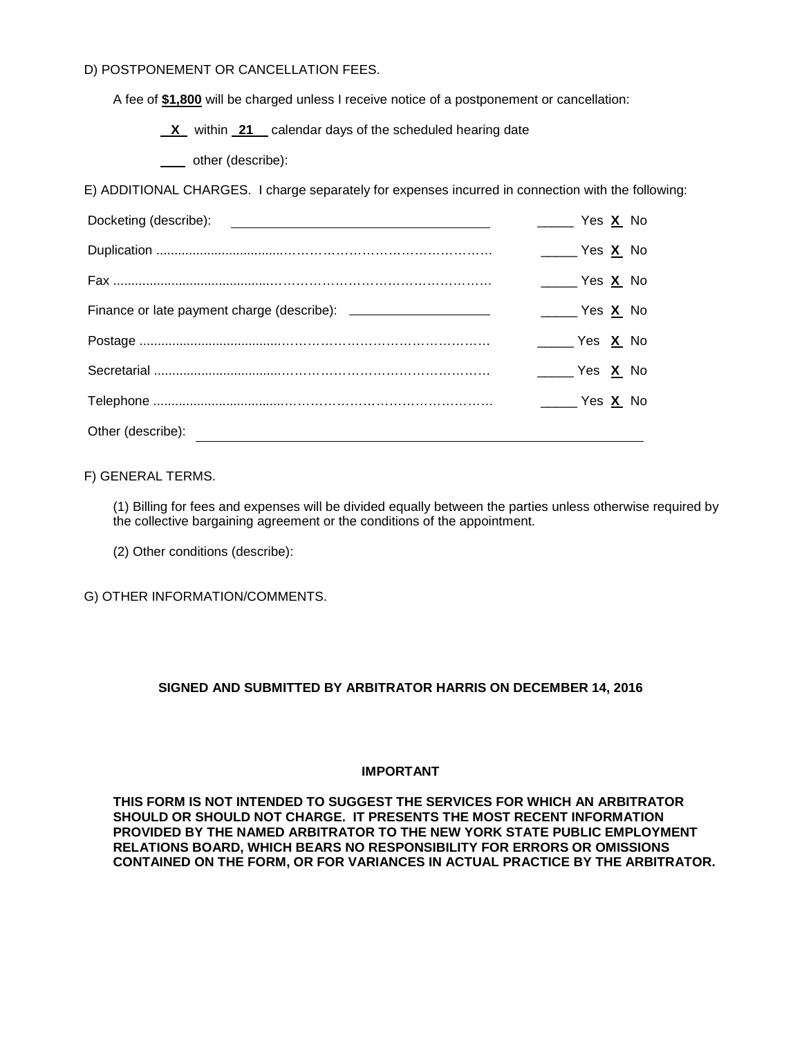D) POSTPONEMENT OR CANCELLATION FEES.

A fee of **$1,800** will be charged unless I receive notice of a postponement or cancellation:

__X__ within __21__ calendar days of the scheduled hearing date

____ other (describe):

E) ADDITIONAL CHARGES. I charge separately for expenses incurred in connection with the following:

| | |
|---|---|
| Docketing (describe): | _____ Yes __X__ No |
| Duplication | _____ Yes __X__ No |
| Fax | _____ Yes __X__ No |
| Finance or late payment charge (describe): | _____ Yes __X__ No |
| Postage | _____ Yes __X__ No |
| Secretarial | _____ Yes __X__ No |
| Telephone | _____ Yes __X__ No |
| Other (describe): | |

F) GENERAL TERMS.

(1) Billing for fees and expenses will be divided equally between the parties unless otherwise required by the collective bargaining agreement or the conditions of the appointment.

(2) Other conditions (describe):

G) OTHER INFORMATION/COMMENTS.

**SIGNED AND SUBMITTED BY ARBITRATOR HARRIS ON DECEMBER 14, 2016**

**IMPORTANT**

**THIS FORM IS NOT INTENDED TO SUGGEST THE SERVICES FOR WHICH AN ARBITRATOR SHOULD OR SHOULD NOT CHARGE. IT PRESENTS THE MOST RECENT INFORMATION PROVIDED BY THE NAMED ARBITRATOR TO THE NEW YORK STATE PUBLIC EMPLOYMENT RELATIONS BOARD, WHICH BEARS NO RESPONSIBILITY FOR ERRORS OR OMISSIONS CONTAINED ON THE FORM, OR FOR VARIANCES IN ACTUAL PRACTICE BY THE ARBITRATOR.**